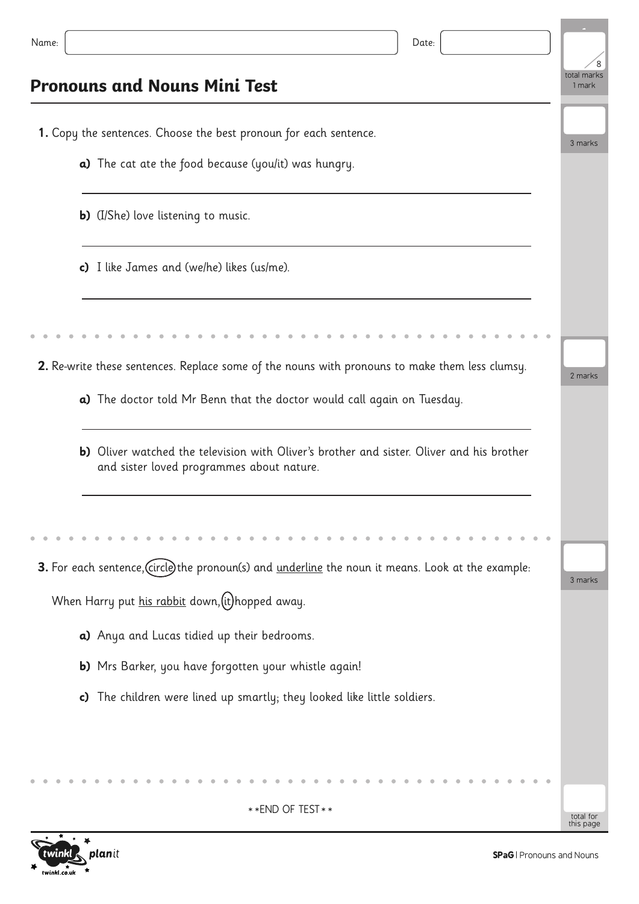Name: Date:

total marks /8

# Pronouns and Nouns Mini Test

**1.** Copy the sentences. Choose the best pronoun for each sentence.

3 marks

**a)** The cat ate the food because (you/it) was hungry.

______________________________

**b)** (I/She) love listening to music.

______________________________

**c)** I like James and (we/he) likes (us/me).

______________________________

**2.** Re-write these sentences. Replace some of the nouns with pronouns to make them less clumsy.

2 marks

**a)** The doctor told Mr Benn that the doctor would call again on Tuesday.

______________________________

**b)** Oliver watched the television with Oliver's brother and sister. Oliver and his brother and sister loved programmes about nature.

______________________________

**3.** For each sentence, (circle) the pronoun(s) and underline the noun it means. Look at the example:

3 marks

When Harry put his rabbit down, (it) hopped away.

**a)** Anya and Lucas tidied up their bedrooms.

**b)** Mrs Barker, you have forgotten your whistle again!

**c)** The children were lined up smartly; they looked like little soldiers.

**END OF TEST**

total for this page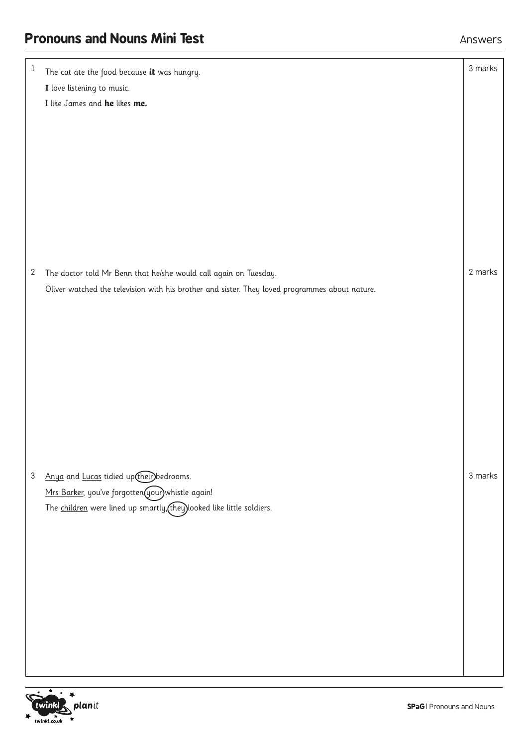# Pronouns and Nouns Mini Test

Answers

| | | |
|---|---|---|
| 1 | The cat ate the food because **it** was hungry.<br>**I** love listening to music.<br>I like James and **he** likes **me.** | 3 marks |
| 2 | The doctor told Mr Benn that he/she would call again on Tuesday.<br>Oliver watched the television with his brother and sister. They loved programmes about nature. | 2 marks |
| 3 | Anya and Lucas tidied up (their) bedrooms.<br>Mrs Barker, you've forgotten (your) whistle again!<br>The children were lined up smartly, (they) looked like little soldiers. | 3 marks |